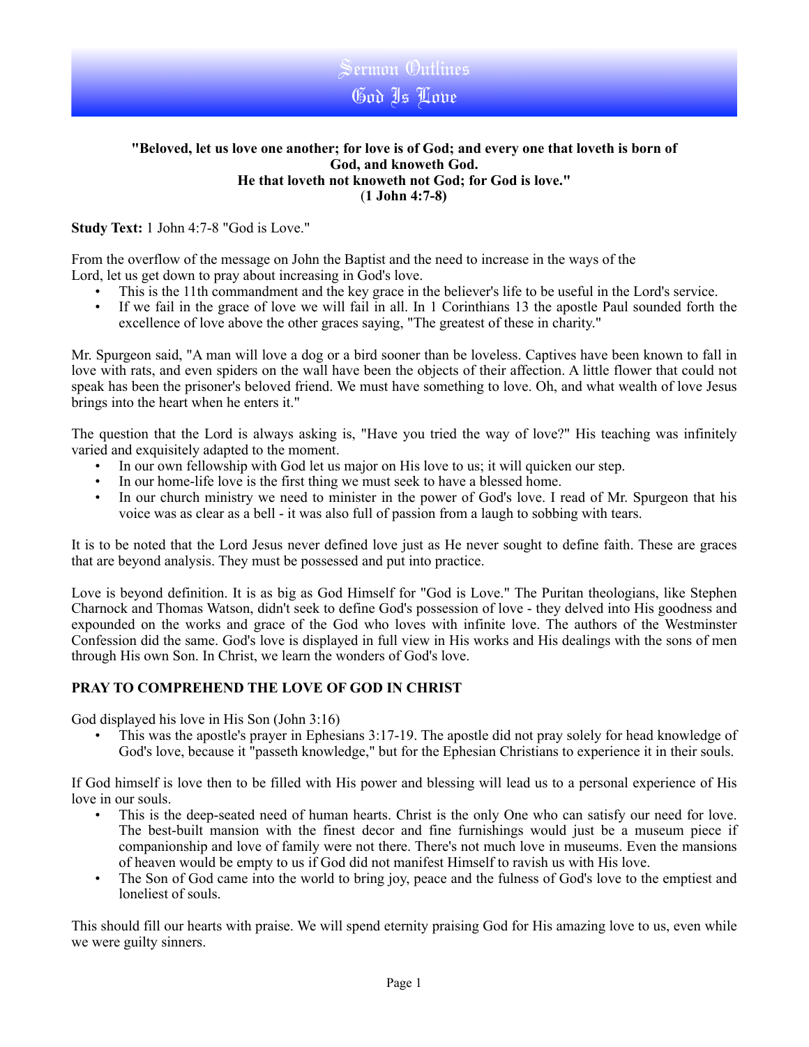# Sermon Outlines
# God Is Love

**"Beloved, let us love one another; for love is of God; and every one that loveth is born of God, and knoweth God.**
**He that loveth not knoweth not God; for God is love."**
**(1 John 4:7-8)**

**Study Text:** 1 John 4:7-8 "God is Love."

From the overflow of the message on John the Baptist and the need to increase in the ways of the Lord, let us get down to pray about increasing in God's love.

- This is the 11th commandment and the key grace in the believer's life to be useful in the Lord's service.
- If we fail in the grace of love we will fail in all. In 1 Corinthians 13 the apostle Paul sounded forth the excellence of love above the other graces saying, "The greatest of these in charity."

Mr. Spurgeon said, "A man will love a dog or a bird sooner than be loveless. Captives have been known to fall in love with rats, and even spiders on the wall have been the objects of their affection. A little flower that could not speak has been the prisoner's beloved friend. We must have something to love. Oh, and what wealth of love Jesus brings into the heart when he enters it."

The question that the Lord is always asking is, "Have you tried the way of love?" His teaching was infinitely varied and exquisitely adapted to the moment.

- In our own fellowship with God let us major on His love to us; it will quicken our step.
- In our home-life love is the first thing we must seek to have a blessed home.
- In our church ministry we need to minister in the power of God's love. I read of Mr. Spurgeon that his voice was as clear as a bell - it was also full of passion from a laugh to sobbing with tears.

It is to be noted that the Lord Jesus never defined love just as He never sought to define faith. These are graces that are beyond analysis. They must be possessed and put into practice.

Love is beyond definition. It is as big as God Himself for "God is Love." The Puritan theologians, like Stephen Charnock and Thomas Watson, didn't seek to define God's possession of love - they delved into His goodness and expounded on the works and grace of the God who loves with infinite love. The authors of the Westminster Confession did the same. God's love is displayed in full view in His works and His dealings with the sons of men through His own Son. In Christ, we learn the wonders of God's love.

**PRAY TO COMPREHEND THE LOVE OF GOD IN CHRIST**

God displayed his love in His Son (John 3:16)

- This was the apostle's prayer in Ephesians 3:17-19. The apostle did not pray solely for head knowledge of God's love, because it "passeth knowledge," but for the Ephesian Christians to experience it in their souls.

If God himself is love then to be filled with His power and blessing will lead us to a personal experience of His love in our souls.

- This is the deep-seated need of human hearts. Christ is the only One who can satisfy our need for love. The best-built mansion with the finest decor and fine furnishings would just be a museum piece if companionship and love of family were not there. There's not much love in museums. Even the mansions of heaven would be empty to us if God did not manifest Himself to ravish us with His love.
- The Son of God came into the world to bring joy, peace and the fulness of God's love to the emptiest and loneliest of souls.

This should fill our hearts with praise. We will spend eternity praising God for His amazing love to us, even while we were guilty sinners.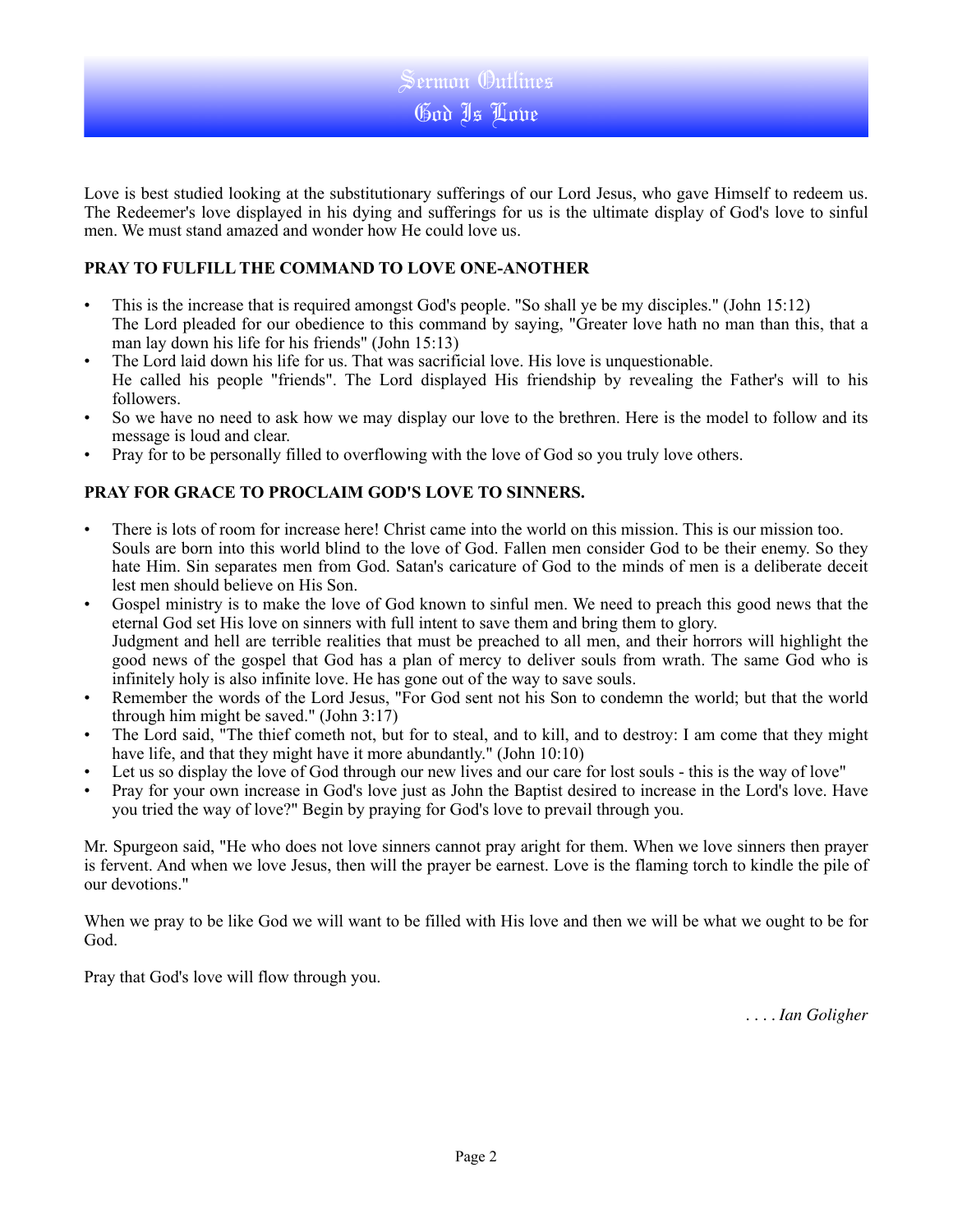# Sermon Outlines
# God Is Love

Love is best studied looking at the substitutionary sufferings of our Lord Jesus, who gave Himself to redeem us. The Redeemer's love displayed in his dying and sufferings for us is the ultimate display of God's love to sinful men. We must stand amazed and wonder how He could love us.

**PRAY TO FULFILL THE COMMAND TO LOVE ONE-ANOTHER**

- This is the increase that is required amongst God's people. "So shall ye be my disciples." (John 15:12) The Lord pleaded for our obedience to this command by saying, "Greater love hath no man than this, that a man lay down his life for his friends" (John 15:13)
- The Lord laid down his life for us. That was sacrificial love. His love is unquestionable. He called his people "friends". The Lord displayed His friendship by revealing the Father's will to his followers.
- So we have no need to ask how we may display our love to the brethren. Here is the model to follow and its message is loud and clear.
- Pray for to be personally filled to overflowing with the love of God so you truly love others.

**PRAY FOR GRACE TO PROCLAIM GOD'S LOVE TO SINNERS.**

- There is lots of room for increase here! Christ came into the world on this mission. This is our mission too. Souls are born into this world blind to the love of God. Fallen men consider God to be their enemy. So they hate Him. Sin separates men from God. Satan's caricature of God to the minds of men is a deliberate deceit lest men should believe on His Son.
- Gospel ministry is to make the love of God known to sinful men. We need to preach this good news that the eternal God set His love on sinners with full intent to save them and bring them to glory. Judgment and hell are terrible realities that must be preached to all men, and their horrors will highlight the good news of the gospel that God has a plan of mercy to deliver souls from wrath. The same God who is infinitely holy is also infinite love. He has gone out of the way to save souls.
- Remember the words of the Lord Jesus, "For God sent not his Son to condemn the world; but that the world through him might be saved." (John 3:17)
- The Lord said, "The thief cometh not, but for to steal, and to kill, and to destroy: I am come that they might have life, and that they might have it more abundantly." (John 10:10)
- Let us so display the love of God through our new lives and our care for lost souls - this is the way of love"
- Pray for your own increase in God's love just as John the Baptist desired to increase in the Lord's love. Have you tried the way of love?" Begin by praying for God's love to prevail through you.

Mr. Spurgeon said, "He who does not love sinners cannot pray aright for them. When we love sinners then prayer is fervent. And when we love Jesus, then will the prayer be earnest. Love is the flaming torch to kindle the pile of our devotions."

When we pray to be like God we will want to be filled with His love and then we will be what we ought to be for God.

Pray that God's love will flow through you.

*. . . . Ian Goligher*